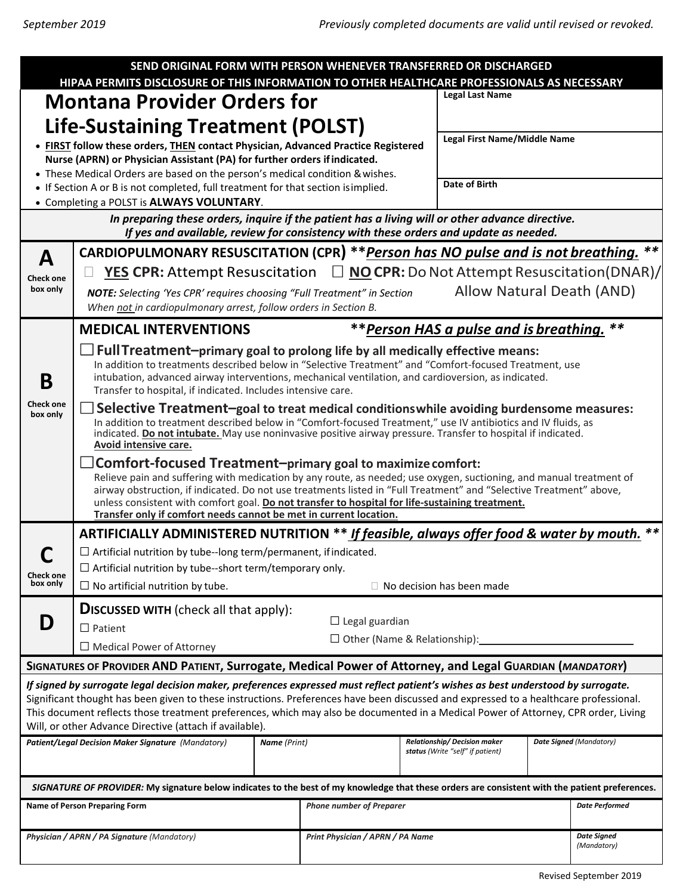September 2019 *Previously completed documents are valid until revised or revoked.*

**SEND ORIGINAL FORM WITH PERSON WHENEVER TRANSFERRED OR DISCHARGED**
**HIPAA PERMITS DISCLOSURE OF THIS INFORMATION TO OTHER HEALTHCARE PROFESSIONALS AS NECESSARY**

# Montana Provider Orders for Life-Sustaining Treatment (POLST)

- **FIRST** follow these orders, **THEN** contact Physician, Advanced Practice Registered Nurse (APRN) or Physician Assistant (PA) for further orders if indicated.
- These Medical Orders are based on the person's medical condition & wishes.
- If Section A or B is not completed, full treatment for that section is implied.
- Completing a POLST is **ALWAYS VOLUNTARY**.

| **Legal Last Name** |
|---|
| **Legal First Name/Middle Name** |
| **Date of Birth** |

***In preparing these orders, inquire if the patient has a living will or other advance directive. If yes and available, review for consistency with these orders and update as needed.***

## A (Check one box only)

**CARDIOPULMONARY RESUSCITATION (CPR)** ***\*\*Person has NO pulse and is not breathing.\*\****

☐ **YES CPR:** Attempt Resuscitation ☐ **NO CPR:** Do Not Attempt Resuscitation(DNAR)/ Allow Natural Death (AND)

***NOTE:*** *Selecting 'Yes CPR' requires choosing "Full Treatment" in Section When not in cardiopulmonary arrest, follow orders in Section B.*

## B (Check one box only)

**MEDICAL INTERVENTIONS** ***\*\*Person HAS a pulse and is breathing.\*\****

☐ **Full Treatment–primary goal to prolong life by all medically effective means:**
In addition to treatments described below in "Selective Treatment" and "Comfort-focused Treatment, use intubation, advanced airway interventions, mechanical ventilation, and cardioversion, as indicated. Transfer to hospital, if indicated. Includes intensive care.

☐ **Selective Treatment–goal to treat medical conditions while avoiding burdensome measures:**
In addition to treatment described below in "Comfort-focused Treatment," use IV antibiotics and IV fluids, as indicated. **Do not intubate.** May use noninvasive positive airway pressure. Transfer to hospital if indicated. **Avoid intensive care.**

☐ **Comfort-focused Treatment–primary goal to maximize comfort:**
Relieve pain and suffering with medication by any route, as needed; use oxygen, suctioning, and manual treatment of airway obstruction, if indicated. Do not use treatments listed in "Full Treatment" and "Selective Treatment" above, unless consistent with comfort goal. **Do not transfer to hospital for life-sustaining treatment. Transfer only if comfort needs cannot be met in current location.**

## C (Check one box only)

**ARTIFICIALLY ADMINISTERED NUTRITION** ***\*\* If feasible, always offer food & water by mouth. \*\****

☐ Artificial nutrition by tube--long term/permanent, if indicated.
☐ Artificial nutrition by tube--short term/temporary only.
☐ No artificial nutrition by tube. ☐ No decision has been made

## D

**DISCUSSED WITH** (check all that apply):

☐ Patient
☐ Medical Power of Attorney
☐ Legal guardian
☐ Other (Name & Relationship):\_\_\_\_\_\_\_\_\_\_\_\_\_\_\_\_\_\_\_\_\_\_\_\_\_\_

**SIGNATURES OF PROVIDER AND PATIENT, Surrogate, Medical Power of Attorney, and Legal GUARDIAN (*MANDATORY*)**

***If signed by surrogate legal decision maker, preferences expressed must reflect patient's wishes as best understood by surrogate.*** Significant thought has been given to these instructions. Preferences have been discussed and expressed to a healthcare professional. This document reflects those treatment preferences, which may also be documented in a Medical Power of Attorney, CPR order, Living Will, or other Advance Directive (attach if available).

| *Patient/Legal Decision Maker Signature (Mandatory)* | *Name (Print)* | *Relationship/ Decision maker status (Write "self" if patient)* | *Date Signed (Mandatory)* |
|---|---|---|---|
| | | | |

***SIGNATURE OF PROVIDER:*** **My signature below indicates to the best of my knowledge that these orders are consistent with the patient preferences.**

| Name of Person Preparing Form | *Phone number of Preparer* | *Date Performed* |
|---|---|---|
| | | |
| ***Physician / APRN / PA Signature (Mandatory)*** | ***Print Physician / APRN / PA Name*** | ***Date Signed (Mandatory)*** |
| | | |

Revised September 2019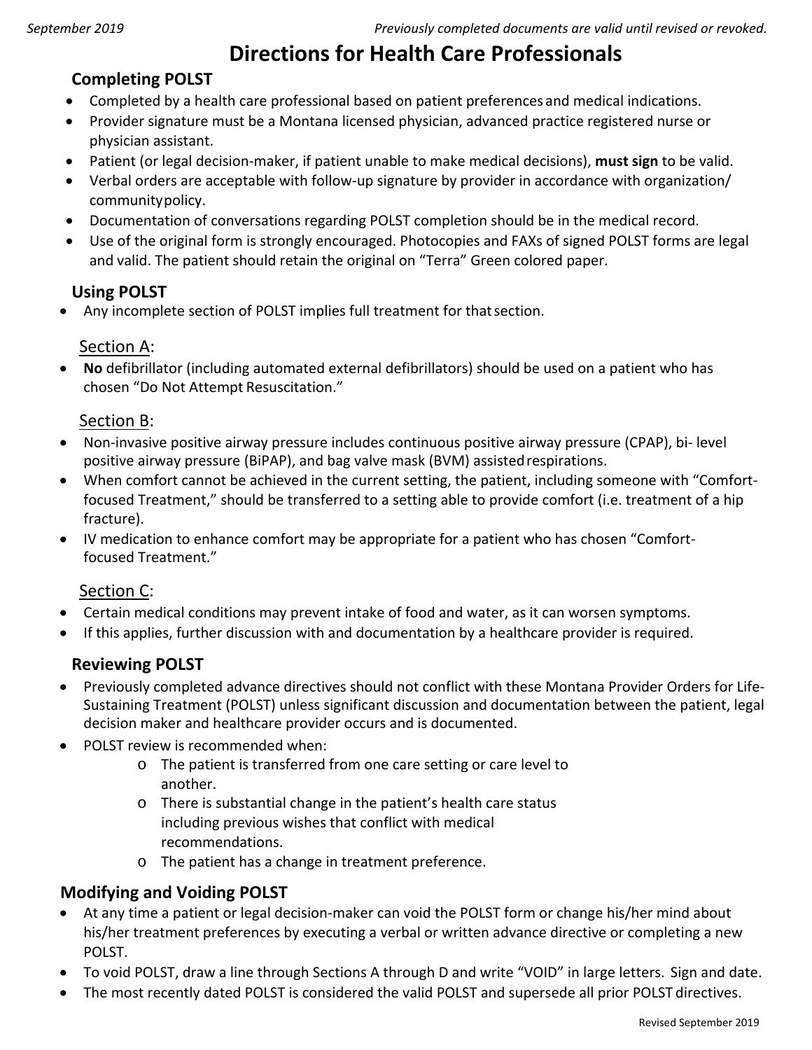*Previously completed documents are valid until revised or revoked.*

# Directions for Health Care Professionals

## Completing POLST

- Completed by a health care professional based on patient preferences and medical indications.
- Provider signature must be a Montana licensed physician, advanced practice registered nurse or physician assistant.
- Patient (or legal decision-maker, if patient unable to make medical decisions), **must sign** to be valid.
- Verbal orders are acceptable with follow-up signature by provider in accordance with organization/ community policy.
- Documentation of conversations regarding POLST completion should be in the medical record.
- Use of the original form is strongly encouraged. Photocopies and FAXs of signed POLST forms are legal and valid. The patient should retain the original on "Terra" Green colored paper.

## Using POLST

- Any incomplete section of POLST implies full treatment for that section.

### Section A:

- **No** defibrillator (including automated external defibrillators) should be used on a patient who has chosen "Do Not Attempt Resuscitation."

### Section B:

- Non-invasive positive airway pressure includes continuous positive airway pressure (CPAP), bi- level positive airway pressure (BiPAP), and bag valve mask (BVM) assisted respirations.
- When comfort cannot be achieved in the current setting, the patient, including someone with "Comfort-focused Treatment," should be transferred to a setting able to provide comfort (i.e. treatment of a hip fracture).
- IV medication to enhance comfort may be appropriate for a patient who has chosen "Comfort-focused Treatment."

### Section C:

- Certain medical conditions may prevent intake of food and water, as it can worsen symptoms.
- If this applies, further discussion with and documentation by a healthcare provider is required.

## Reviewing POLST

- Previously completed advance directives should not conflict with these Montana Provider Orders for Life-Sustaining Treatment (POLST) unless significant discussion and documentation between the patient, legal decision maker and healthcare provider occurs and is documented.
- POLST review is recommended when:
  - The patient is transferred from one care setting or care level to another.
  - There is substantial change in the patient's health care status including previous wishes that conflict with medical recommendations.
  - The patient has a change in treatment preference.

## Modifying and Voiding POLST

- At any time a patient or legal decision-maker can void the POLST form or change his/her mind about his/her treatment preferences by executing a verbal or written advance directive or completing a new POLST.
- To void POLST, draw a line through Sections A through D and write "VOID" in large letters. Sign and date.
- The most recently dated POLST is considered the valid POLST and supersede all prior POLST directives.

Revised September 2019